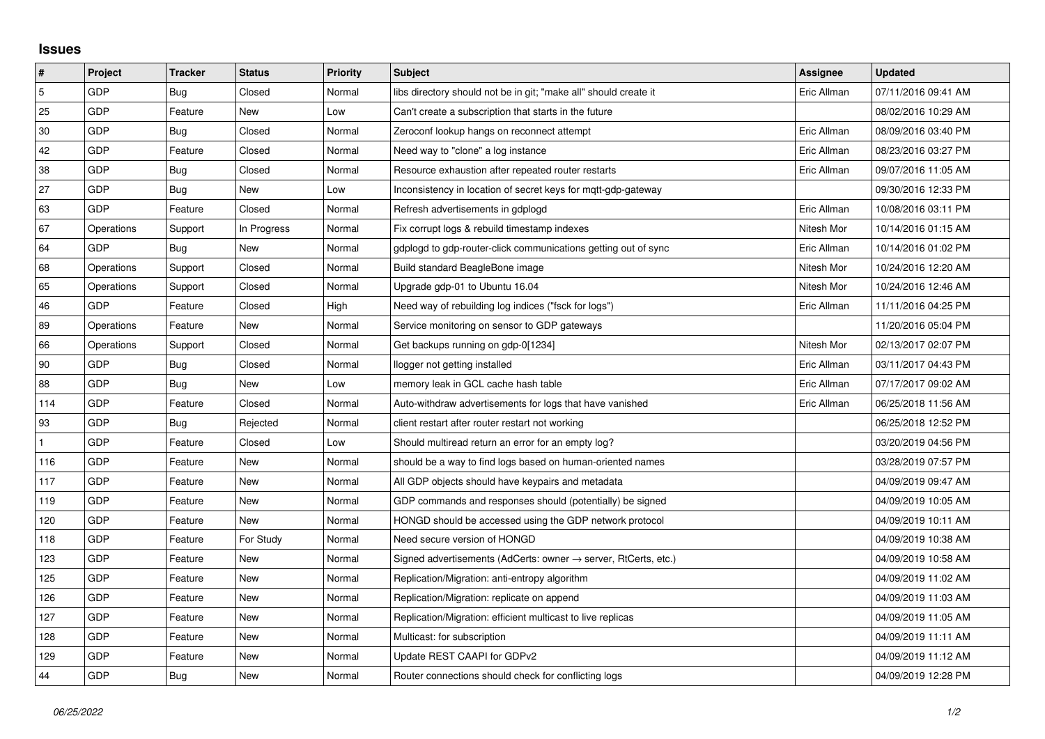## Issues

| # | Project | Tracker | Status | Priority | Subject | Assignee | Updated |
|---|---|---|---|---|---|---|---|
| 5 | GDP | Bug | Closed | Normal | libs directory should not be in git; "make all" should create it | Eric Allman | 07/11/2016 09:41 AM |
| 25 | GDP | Feature | New | Low | Can't create a subscription that starts in the future | | 08/02/2016 10:29 AM |
| 30 | GDP | Bug | Closed | Normal | Zeroconf lookup hangs on reconnect attempt | Eric Allman | 08/09/2016 03:40 PM |
| 42 | GDP | Feature | Closed | Normal | Need way to "clone" a log instance | Eric Allman | 08/23/2016 03:27 PM |
| 38 | GDP | Bug | Closed | Normal | Resource exhaustion after repeated router restarts | Eric Allman | 09/07/2016 11:05 AM |
| 27 | GDP | Bug | New | Low | Inconsistency in location of secret keys for mqtt-gdp-gateway | | 09/30/2016 12:33 PM |
| 63 | GDP | Feature | Closed | Normal | Refresh advertisements in gdplogd | Eric Allman | 10/08/2016 03:11 PM |
| 67 | Operations | Support | In Progress | Normal | Fix corrupt logs & rebuild timestamp indexes | Nitesh Mor | 10/14/2016 01:15 AM |
| 64 | GDP | Bug | New | Normal | gdplogd to gdp-router-click communications getting out of sync | Eric Allman | 10/14/2016 01:02 PM |
| 68 | Operations | Support | Closed | Normal | Build standard BeagleBone image | Nitesh Mor | 10/24/2016 12:20 AM |
| 65 | Operations | Support | Closed | Normal | Upgrade gdp-01 to Ubuntu 16.04 | Nitesh Mor | 10/24/2016 12:46 AM |
| 46 | GDP | Feature | Closed | High | Need way of rebuilding log indices ("fsck for logs") | Eric Allman | 11/11/2016 04:25 PM |
| 89 | Operations | Feature | New | Normal | Service monitoring on sensor to GDP gateways | | 11/20/2016 05:04 PM |
| 66 | Operations | Support | Closed | Normal | Get backups running on gdp-0[1234] | Nitesh Mor | 02/13/2017 02:07 PM |
| 90 | GDP | Bug | Closed | Normal | llogger not getting installed | Eric Allman | 03/11/2017 04:43 PM |
| 88 | GDP | Bug | New | Low | memory leak in GCL cache hash table | Eric Allman | 07/17/2017 09:02 AM |
| 114 | GDP | Feature | Closed | Normal | Auto-withdraw advertisements for logs that have vanished | Eric Allman | 06/25/2018 11:56 AM |
| 93 | GDP | Bug | Rejected | Normal | client restart after router restart not working | | 06/25/2018 12:52 PM |
| 1 | GDP | Feature | Closed | Low | Should multiread return an error for an empty log? | | 03/20/2019 04:56 PM |
| 116 | GDP | Feature | New | Normal | should be a way to find logs based on human-oriented names | | 03/28/2019 07:57 PM |
| 117 | GDP | Feature | New | Normal | All GDP objects should have keypairs and metadata | | 04/09/2019 09:47 AM |
| 119 | GDP | Feature | New | Normal | GDP commands and responses should (potentially) be signed | | 04/09/2019 10:05 AM |
| 120 | GDP | Feature | New | Normal | HONGD should be accessed using the GDP network protocol | | 04/09/2019 10:11 AM |
| 118 | GDP | Feature | For Study | Normal | Need secure version of HONGD | | 04/09/2019 10:38 AM |
| 123 | GDP | Feature | New | Normal | Signed advertisements (AdCerts: owner → server, RtCerts, etc.) | | 04/09/2019 10:58 AM |
| 125 | GDP | Feature | New | Normal | Replication/Migration: anti-entropy algorithm | | 04/09/2019 11:02 AM |
| 126 | GDP | Feature | New | Normal | Replication/Migration: replicate on append | | 04/09/2019 11:03 AM |
| 127 | GDP | Feature | New | Normal | Replication/Migration: efficient multicast to live replicas | | 04/09/2019 11:05 AM |
| 128 | GDP | Feature | New | Normal | Multicast: for subscription | | 04/09/2019 11:11 AM |
| 129 | GDP | Feature | New | Normal | Update REST CAAPI for GDPv2 | | 04/09/2019 11:12 AM |
| 44 | GDP | Bug | New | Normal | Router connections should check for conflicting logs | | 04/09/2019 12:28 PM |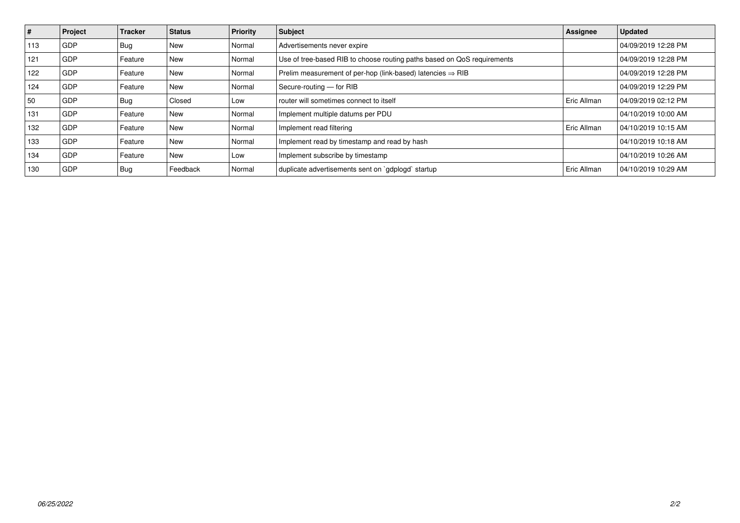| # | Project | Tracker | Status | Priority | Subject | Assignee | Updated |
|---|---|---|---|---|---|---|---|
| 113 | GDP | Bug | New | Normal | Advertisements never expire | | 04/09/2019 12:28 PM |
| 121 | GDP | Feature | New | Normal | Use of tree-based RIB to choose routing paths based on QoS requirements | | 04/09/2019 12:28 PM |
| 122 | GDP | Feature | New | Normal | Prelim measurement of per-hop (link-based) latencies ⇒ RIB | | 04/09/2019 12:28 PM |
| 124 | GDP | Feature | New | Normal | Secure-routing — for RIB | | 04/09/2019 12:29 PM |
| 50 | GDP | Bug | Closed | Low | router will sometimes connect to itself | Eric Allman | 04/09/2019 02:12 PM |
| 131 | GDP | Feature | New | Normal | Implement multiple datums per PDU | | 04/10/2019 10:00 AM |
| 132 | GDP | Feature | New | Normal | Implement read filtering | Eric Allman | 04/10/2019 10:15 AM |
| 133 | GDP | Feature | New | Normal | Implement read by timestamp and read by hash | | 04/10/2019 10:18 AM |
| 134 | GDP | Feature | New | Low | Implement subscribe by timestamp | | 04/10/2019 10:26 AM |
| 130 | GDP | Bug | Feedback | Normal | duplicate advertisements sent on `gdplogd` startup | Eric Allman | 04/10/2019 10:29 AM |